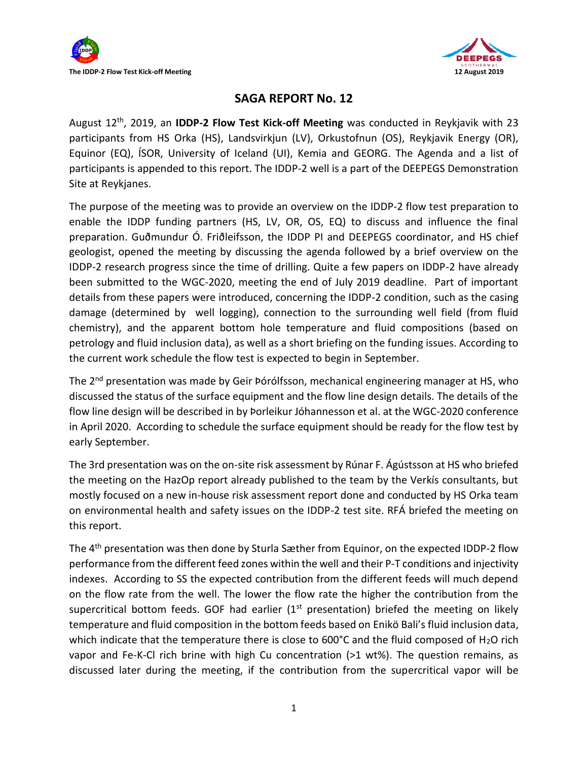# SAGA REPORT No. 12

August 12th, 2019, an **IDDP-2 Flow Test Kick-off Meeting** was conducted in Reykjavik with 23 participants from HS Orka (HS), Landsvirkjun (LV), Orkustofnun (OS), Reykjavik Energy (OR), Equinor (EQ), ÍSOR, University of Iceland (UI), Kemia and GEORG. The Agenda and a list of participants is appended to this report. The IDDP-2 well is a part of the DEEPEGS Demonstration Site at Reykjanes.

The purpose of the meeting was to provide an overview on the IDDP-2 flow test preparation to enable the IDDP funding partners (HS, LV, OR, OS, EQ) to discuss and influence the final preparation. Guðmundur Ó. Friðleifsson, the IDDP PI and DEEPEGS coordinator, and HS chief geologist, opened the meeting by discussing the agenda followed by a brief overview on the IDDP-2 research progress since the time of drilling. Quite a few papers on IDDP-2 have already been submitted to the WGC-2020, meeting the end of July 2019 deadline. Part of important details from these papers were introduced, concerning the IDDP-2 condition, such as the casing damage (determined by well logging), connection to the surrounding well field (from fluid chemistry), and the apparent bottom hole temperature and fluid compositions (based on petrology and fluid inclusion data), as well as a short briefing on the funding issues. According to the current work schedule the flow test is expected to begin in September.

The 2nd presentation was made by Geir Þórólfsson, mechanical engineering manager at HS, who discussed the status of the surface equipment and the flow line design details. The details of the flow line design will be described in by Þorleikur Jóhannesson et al. at the WGC-2020 conference in April 2020. According to schedule the surface equipment should be ready for the flow test by early September.

The 3rd presentation was on the on-site risk assessment by Rúnar F. Ágústsson at HS who briefed the meeting on the HazOp report already published to the team by the Verkís consultants, but mostly focused on a new in-house risk assessment report done and conducted by HS Orka team on environmental health and safety issues on the IDDP-2 test site. RFÁ briefed the meeting on this report.

The 4th presentation was then done by Sturla Sæther from Equinor, on the expected IDDP-2 flow performance from the different feed zones within the well and their P-T conditions and injectivity indexes. According to SS the expected contribution from the different feeds will much depend on the flow rate from the well. The lower the flow rate the higher the contribution from the supercritical bottom feeds. GOF had earlier (1st presentation) briefed the meeting on likely temperature and fluid composition in the bottom feeds based on Enikö Bali's fluid inclusion data, which indicate that the temperature there is close to 600°C and the fluid composed of $H_2O$ rich vapor and Fe-K-Cl rich brine with high Cu concentration (>1 wt%). The question remains, as discussed later during the meeting, if the contribution from the supercritical vapor will be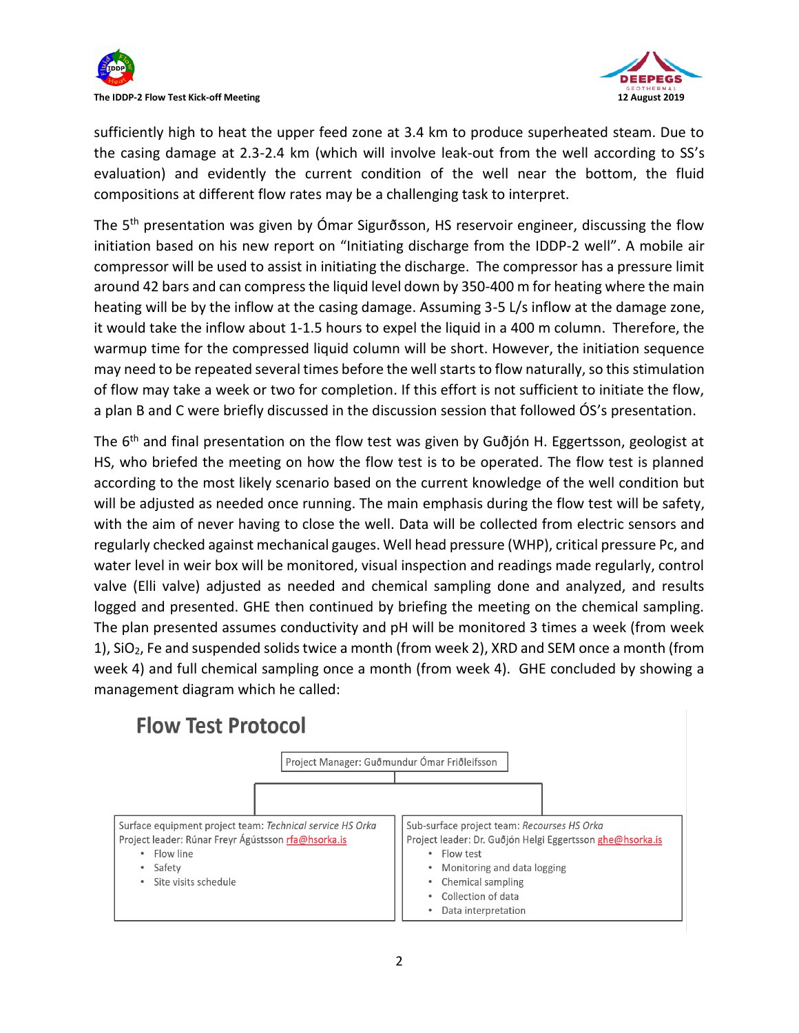sufficiently high to heat the upper feed zone at 3.4 km to produce superheated steam. Due to the casing damage at 2.3-2.4 km (which will involve leak-out from the well according to SS's evaluation) and evidently the current condition of the well near the bottom, the fluid compositions at different flow rates may be a challenging task to interpret.

The 5th presentation was given by Ómar Sigurðsson, HS reservoir engineer, discussing the flow initiation based on his new report on "Initiating discharge from the IDDP-2 well". A mobile air compressor will be used to assist in initiating the discharge. The compressor has a pressure limit around 42 bars and can compress the liquid level down by 350-400 m for heating where the main heating will be by the inflow at the casing damage. Assuming 3-5 L/s inflow at the damage zone, it would take the inflow about 1-1.5 hours to expel the liquid in a 400 m column. Therefore, the warmup time for the compressed liquid column will be short. However, the initiation sequence may need to be repeated several times before the well starts to flow naturally, so this stimulation of flow may take a week or two for completion. If this effort is not sufficient to initiate the flow, a plan B and C were briefly discussed in the discussion session that followed ÓS's presentation.

The 6th and final presentation on the flow test was given by Guðjón H. Eggertsson, geologist at HS, who briefed the meeting on how the flow test is to be operated. The flow test is planned according to the most likely scenario based on the current knowledge of the well condition but will be adjusted as needed once running. The main emphasis during the flow test will be safety, with the aim of never having to close the well. Data will be collected from electric sensors and regularly checked against mechanical gauges. Well head pressure (WHP), critical pressure Pc, and water level in weir box will be monitored, visual inspection and readings made regularly, control valve (Elli valve) adjusted as needed and chemical sampling done and analyzed, and results logged and presented. GHE then continued by briefing the meeting on the chemical sampling. The plan presented assumes conductivity and pH will be monitored 3 times a week (from week 1), $SiO_2$, Fe and suspended solids twice a month (from week 2), XRD and SEM once a month (from week 4) and full chemical sampling once a month (from week 4). GHE concluded by showing a management diagram which he called:

## Flow Test Protocol

Project Manager: Guðmundur Ómar Friðleifsson

| Surface equipment project team: *Technical service HS Orka* | Sub-surface project team: *Recourses HS Orka* |
| --- | --- |
| Project leader: Rúnar Freyr Ágústsson rfa@hsorka.is | Project leader: Dr. Guðjón Helgi Eggertsson ghe@hsorka.is |
| • Flow line<br>• Safety<br>• Site visits schedule | • Flow test<br>• Monitoring and data logging<br>• Chemical sampling<br>• Collection of data<br>• Data interpretation |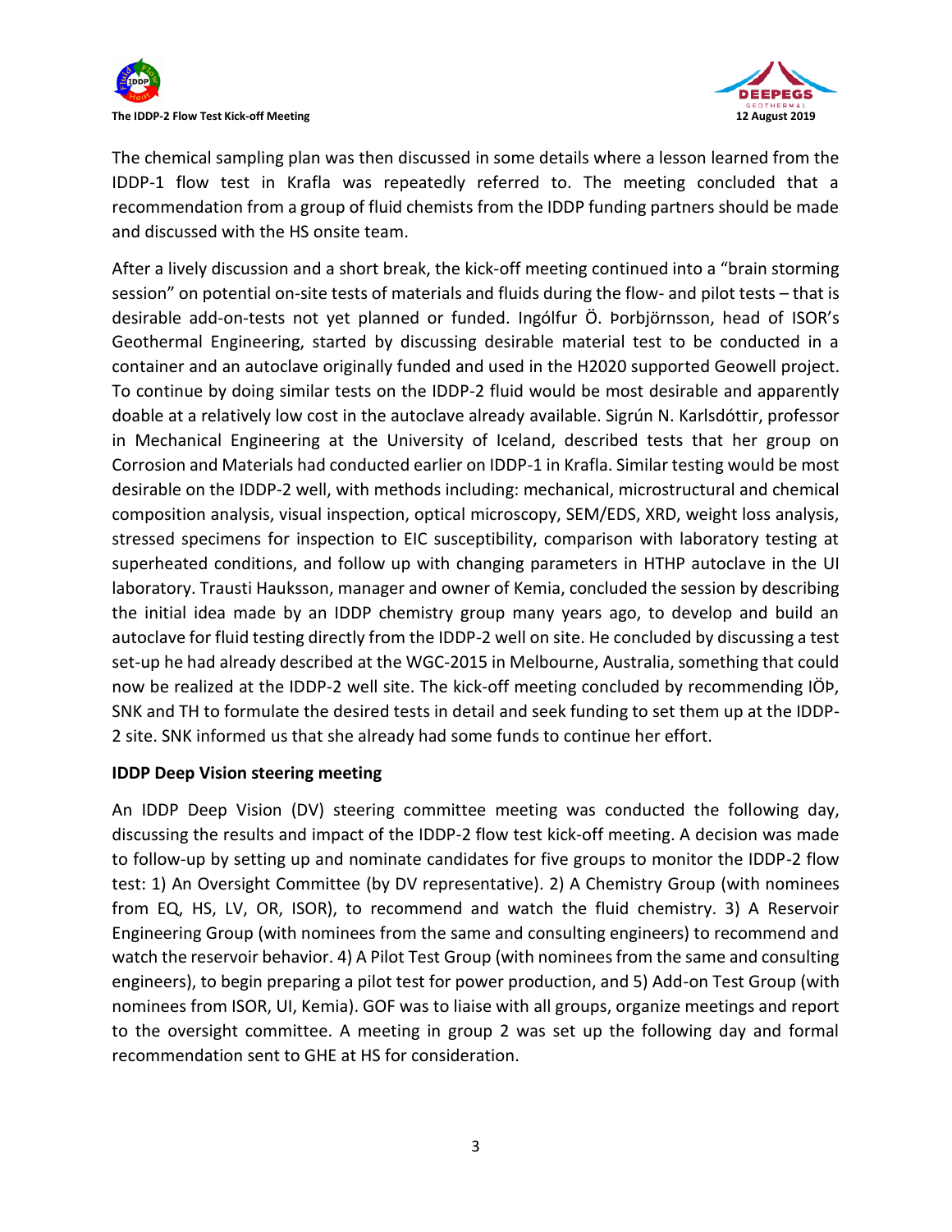The chemical sampling plan was then discussed in some details where a lesson learned from the IDDP-1 flow test in Krafla was repeatedly referred to. The meeting concluded that a recommendation from a group of fluid chemists from the IDDP funding partners should be made and discussed with the HS onsite team.

After a lively discussion and a short break, the kick-off meeting continued into a "brain storming session" on potential on-site tests of materials and fluids during the flow- and pilot tests – that is desirable add-on-tests not yet planned or funded. Ingólfur Ö. Þorbjörnsson, head of ISOR's Geothermal Engineering, started by discussing desirable material test to be conducted in a container and an autoclave originally funded and used in the H2020 supported Geowell project. To continue by doing similar tests on the IDDP-2 fluid would be most desirable and apparently doable at a relatively low cost in the autoclave already available. Sigrún N. Karlsdóttir, professor in Mechanical Engineering at the University of Iceland, described tests that her group on Corrosion and Materials had conducted earlier on IDDP-1 in Krafla. Similar testing would be most desirable on the IDDP-2 well, with methods including: mechanical, microstructural and chemical composition analysis, visual inspection, optical microscopy, SEM/EDS, XRD, weight loss analysis, stressed specimens for inspection to EIC susceptibility, comparison with laboratory testing at superheated conditions, and follow up with changing parameters in HTHP autoclave in the UI laboratory. Trausti Hauksson, manager and owner of Kemia, concluded the session by describing the initial idea made by an IDDP chemistry group many years ago, to develop and build an autoclave for fluid testing directly from the IDDP-2 well on site. He concluded by discussing a test set-up he had already described at the WGC-2015 in Melbourne, Australia, something that could now be realized at the IDDP-2 well site. The kick-off meeting concluded by recommending IÖÞ, SNK and TH to formulate the desired tests in detail and seek funding to set them up at the IDDP-2 site. SNK informed us that she already had some funds to continue her effort.

**IDDP Deep Vision steering meeting**

An IDDP Deep Vision (DV) steering committee meeting was conducted the following day, discussing the results and impact of the IDDP-2 flow test kick-off meeting. A decision was made to follow-up by setting up and nominate candidates for five groups to monitor the IDDP-2 flow test: 1) An Oversight Committee (by DV representative). 2) A Chemistry Group (with nominees from EQ, HS, LV, OR, ISOR), to recommend and watch the fluid chemistry. 3) A Reservoir Engineering Group (with nominees from the same and consulting engineers) to recommend and watch the reservoir behavior. 4) A Pilot Test Group (with nominees from the same and consulting engineers), to begin preparing a pilot test for power production, and 5) Add-on Test Group (with nominees from ISOR, UI, Kemia). GOF was to liaise with all groups, organize meetings and report to the oversight committee. A meeting in group 2 was set up the following day and formal recommendation sent to GHE at HS for consideration.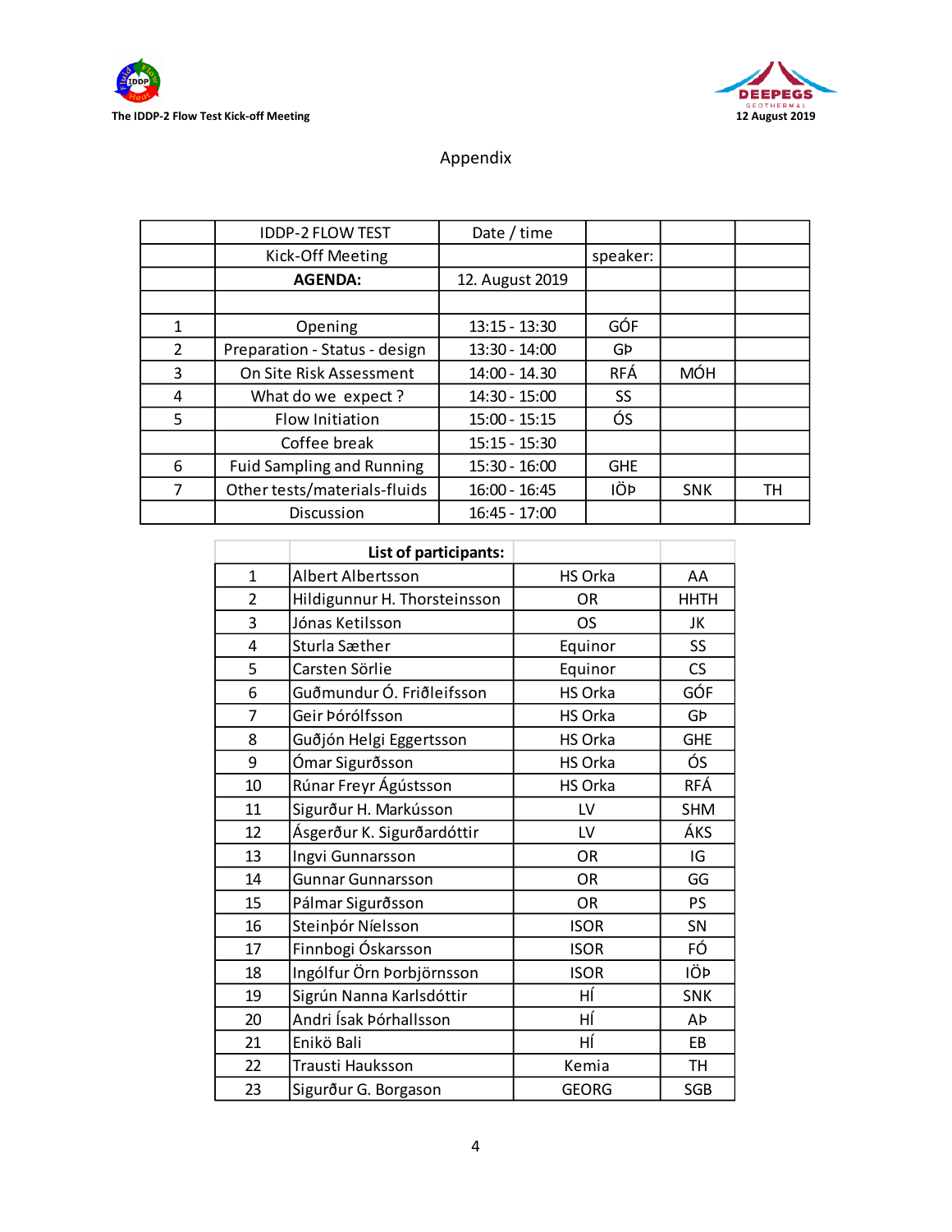Appendix

| | | | | | |
|---|---|---|---|---|---|
| | IDDP-2 FLOW TEST | Date / time | | | |
| | Kick-Off Meeting | | speaker: | | |
| | **AGENDA:** | 12. August 2019 | | | |
| | | | | | |
| 1 | Opening | 13:15 - 13:30 | GÓF | | |
| 2 | Preparation - Status - design | 13:30 - 14:00 | GÞ | | |
| 3 | On Site Risk Assessment | 14:00 - 14.30 | RFÁ | MÓH | |
| 4 | What do we expect ? | 14:30 - 15:00 | SS | | |
| 5 | Flow Initiation | 15:00 - 15:15 | ÓS | | |
| | Coffee break | 15:15 - 15:30 | | | |
| 6 | Fuid Sampling and Running | 15:30 - 16:00 | GHE | | |
| 7 | Other tests/materials-fluids | 16:00 - 16:45 | IÖÞ | SNK | TH |
| | Discussion | 16:45 - 17:00 | | | |

| | **List of participants:** | | |
|---|---|---|---|
| 1 | Albert Albertsson | HS Orka | AA |
| 2 | Hildigunnur H. Thorsteinsson | OR | HHTH |
| 3 | Jónas Ketilsson | OS | JK |
| 4 | Sturla Sæther | Equinor | SS |
| 5 | Carsten Sörlie | Equinor | CS |
| 6 | Guðmundur Ó. Friðleifsson | HS Orka | GÓF |
| 7 | Geir Þórólfsson | HS Orka | GÞ |
| 8 | Guðjón Helgi Eggertsson | HS Orka | GHE |
| 9 | Ómar Sigurðsson | HS Orka | ÓS |
| 10 | Rúnar Freyr Ágústsson | HS Orka | RFÁ |
| 11 | Sigurður H. Markússon | LV | SHM |
| 12 | Ásgerður K. Sigurðardóttir | LV | ÁKS |
| 13 | Ingvi Gunnarsson | OR | IG |
| 14 | Gunnar Gunnarsson | OR | GG |
| 15 | Pálmar Sigurðsson | OR | PS |
| 16 | Steinþór Níelsson | ISOR | SN |
| 17 | Finnbogi Óskarsson | ISOR | FÓ |
| 18 | Ingólfur Örn Þorbjörnsson | ISOR | IÖÞ |
| 19 | Sigrún Nanna Karlsdóttir | HÍ | SNK |
| 20 | Andri Ísak Þórhallsson | HÍ | AÞ |
| 21 | Enikö Bali | HÍ | EB |
| 22 | Trausti Hauksson | Kemia | TH |
| 23 | Sigurður G. Borgason | GEORG | SGB |